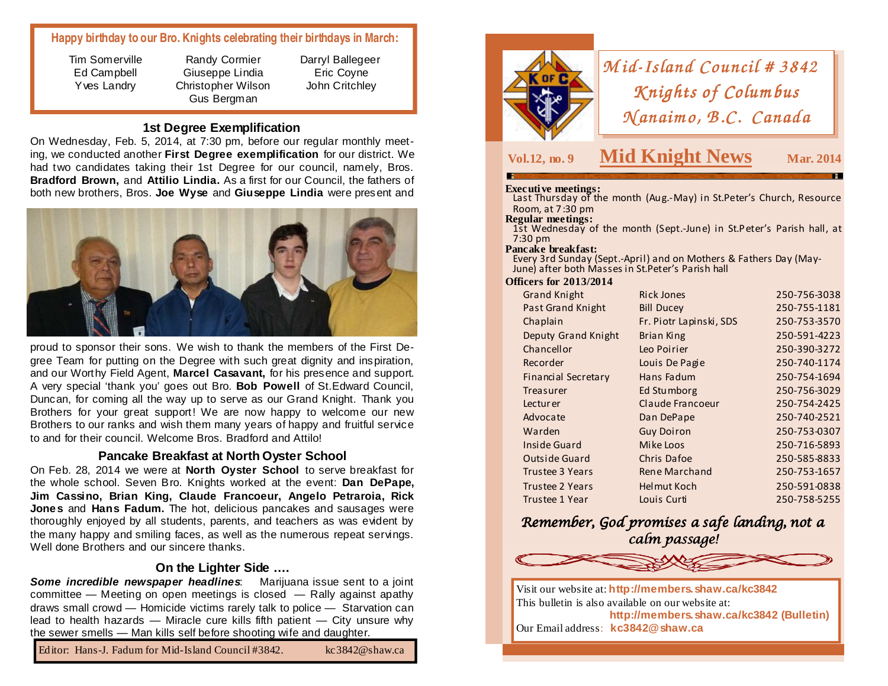**Happy birthday to our Bro. Knights celebrating their birthdays in March:**

| | | |
|---|---|---|
| Tim Somerville | Randy Cormier | Darryl Ballegeer |
| Ed Campbell | Giuseppe Lindia | Eric Coyne |
| Yves Landry | Christopher Wilson | John Critchley |
| | Gus Bergman | |

### 1st Degree Exemplification

On Wednesday, Feb. 5, 2014, at 7:30 pm, before our regular monthly meeting, we conducted another **First Degree exemplification** for our district. We had two candidates taking their 1st Degree for our council, namely, Bros. **Bradford Brown,** and **Attilio Lindia.** As a first for our Council, the fathers of both new brothers, Bros. **Joe Wyse** and **Giuseppe Lindia** were present and proud to sponsor their sons. We wish to thank the members of the First Degree Team for putting on the Degree with such great dignity and inspiration, and our Worthy Field Agent, **Marcel Casavant,** for his presence and support. A very special 'thank you' goes out Bro. **Bob Powell** of St.Edward Council, Duncan, for coming all the way up to serve as our Grand Knight. Thank you Brothers for your great support! We are now happy to welcome our new Brothers to our ranks and wish them many years of happy and fruitful service to and for their council. Welcome Bros. Bradford and Attilo!

### Pancake Breakfast at North Oyster School

On Feb. 28, 2014 we were at **North Oyster School** to serve breakfast for the whole school. Seven Bro. Knights worked at the event: **Dan DePape, Jim Cassino, Brian King, Claude Francoeur, Angelo Petraroia, Rick Jones** and **Hans Fadum.** The hot, delicious pancakes and sausages were thoroughly enjoyed by all students, parents, and teachers as was evident by the many happy and smiling faces, as well as the numerous repeat servings. Well done Brothers and our sincere thanks.

### On the Lighter Side ….

***Some incredible newspaper headlines***: Marijuana issue sent to a joint committee — Meeting on open meetings is closed — Rally against apathy draws small crowd — Homicide victims rarely talk to police — Starvation can lead to health hazards — Miracle cure kills fifth patient — City unsure why the sewer smells — Man kills self before shooting wife and daughter.

Editor: Hans-J. Fadum for Mid-Island Council #3842. kc3842@shaw.ca

# *Mid-Island Council # 3842*
# *Knights of Columbus*
# *Nanaimo, B.C. Canada*

**Vol.12, no. 9** | **Mid Knight News** | **Mar. 2014**

**Executive meetings:**
Last Thursday of the month (Aug.-May) in St.Peter's Church, Resource Room, at 7:30 pm

**Regular meetings:**
1st Wednesday of the month (Sept.-June) in St.Peter's Parish hall, at 7:30 pm

**Pancake breakfast:**
Every 3rd Sunday (Sept.-April) and on Mothers & Fathers Day (May-June) after both Masses in St.Peter's Parish hall

**Officers for 2013/2014**

| Office | Name | Phone |
|---|---|---|
| Grand Knight | Rick Jones | 250-756-3038 |
| Past Grand Knight | Bill Ducey | 250-755-1181 |
| Chaplain | Fr. Piotr Lapinski, SDS | 250-753-3570 |
| Deputy Grand Knight | Brian King | 250-591-4223 |
| Chancellor | Leo Poirier | 250-390-3272 |
| Recorder | Louis De Pagie | 250-740-1174 |
| Financial Secretary | Hans Fadum | 250-754-1694 |
| Treasurer | Ed Stumborg | 250-756-3029 |
| Lecturer | Claude Francoeur | 250-754-2425 |
| Advocate | Dan DePape | 250-740-2521 |
| Warden | Guy Doiron | 250-753-0307 |
| Inside Guard | Mike Loos | 250-716-5893 |
| Outside Guard | Chris Dafoe | 250-585-8833 |
| Trustee 3 Years | Rene Marchand | 250-753-1657 |
| Trustee 2 Years | Helmut Koch | 250-591-0838 |
| Trustee 1 Year | Louis Curti | 250-758-5255 |

*Remember, God promises a safe landing, not a calm passage!*

Visit our website at: **http://members.shaw.ca/kc3842**
This bulletin is also available on our website at: **http://members.shaw.ca/kc3842 (Bulletin)**
Our Email address: **kc3842@shaw.ca**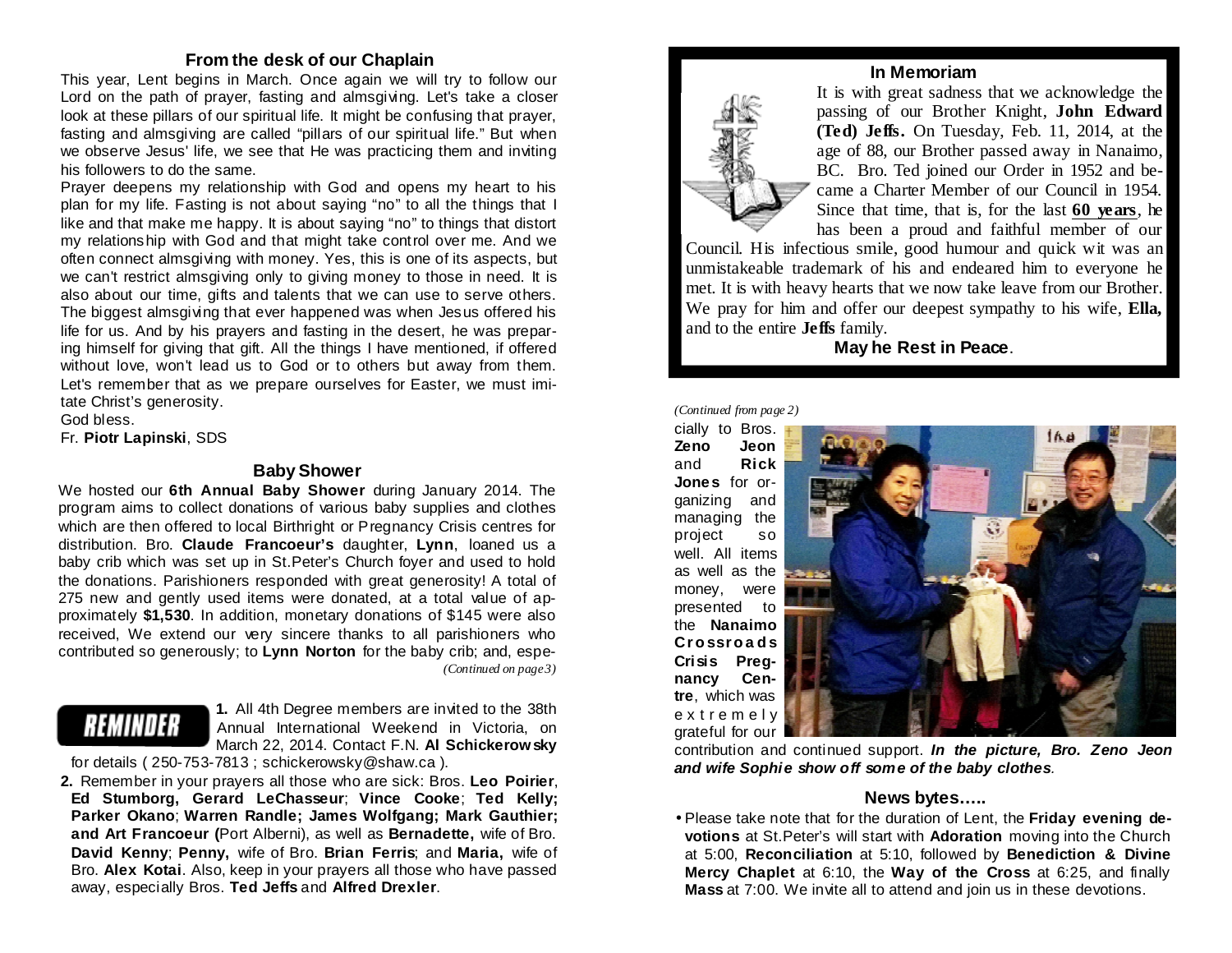## From the desk of our Chaplain

This year, Lent begins in March. Once again we will try to follow our Lord on the path of prayer, fasting and almsgiving. Let's take a closer look at these pillars of our spiritual life. It might be confusing that prayer, fasting and almsgiving are called "pillars of our spiritual life." But when we observe Jesus' life, we see that He was practicing them and inviting his followers to do the same.

Prayer deepens my relationship with God and opens my heart to his plan for my life. Fasting is not about saying "no" to all the things that I like and that make me happy. It is about saying "no" to things that distort my relationship with God and that might take control over me. And we often connect almsgiving with money. Yes, this is one of its aspects, but we can't restrict almsgiving only to giving money to those in need. It is also about our time, gifts and talents that we can use to serve others. The biggest almsgiving that ever happened was when Jesus offered his life for us. And by his prayers and fasting in the desert, he was preparing himself for giving that gift. All the things I have mentioned, if offered without love, won't lead us to God or to others but away from them. Let's remember that as we prepare ourselves for Easter, we must imitate Christ's generosity.

God bless.

Fr. **Piotr Lapinski**, SDS

## Baby Shower

We hosted our **6th Annual Baby Shower** during January 2014. The program aims to collect donations of various baby supplies and clothes which are then offered to local Birthright or Pregnancy Crisis centres for distribution. Bro. **Claude Francoeur's** daughter, **Lynn**, loaned us a baby crib which was set up in St.Peter's Church foyer and used to hold the donations. Parishioners responded with great generosity! A total of 275 new and gently used items were donated, at a total value of approximately **$1,530**. In addition, monetary donations of $145 were also received, We extend our very sincere thanks to all parishioners who contributed so generously; to **Lynn Norton** for the baby crib; and, espe-

*(Continued on page 3)*

**REMINDER**

**1.** All 4th Degree members are invited to the 38th Annual International Weekend in Victoria, on March 22, 2014. Contact F.N. **Al Schickerowsky** for details ( 250-753-7813 ; schickerowsky@shaw.ca ).

**2.** Remember in your prayers all those who are sick: Bros. **Leo Poirier**, **Ed Stumborg, Gerard LeChasseur**; **Vince Cooke**; **Ted Kelly; Parker Okano**; **Warren Randle; James Wolfgang; Mark Gauthier; and Art Francoeur (**Port Alberni), as well as **Bernadette,** wife of Bro. **David Kenny**; **Penny,** wife of Bro. **Brian Ferris**; and **Maria,** wife of Bro. **Alex Kotai**. Also, keep in your prayers all those who have passed away, especially Bros. **Ted Jeffs** and **Alfred Drexler**.

## In Memoriam

It is with great sadness that we acknowledge the passing of our Brother Knight, **John Edward (Ted) Jeffs.** On Tuesday, Feb. 11, 2014, at the age of 88, our Brother passed away in Nanaimo, BC. Bro. Ted joined our Order in 1952 and became a Charter Member of our Council in 1954. Since that time, that is, for the last **60 years**, he has been a proud and faithful member of our Council. His infectious smile, good humour and quick wit was an unmistakeable trademark of his and endeared him to everyone he met. It is with heavy hearts that we now take leave from our Brother. We pray for him and offer our deepest sympathy to his wife, **Ella,** and to the entire **Jeffs** family.

**May he Rest in Peace.**

*(Continued from page 2)*

cially to Bros. **Zeno Jeon** and **Rick Jones** for organizing and managing the project so well. All items as well as the money, were presented to the **Nanaimo Crossroads Crisis Pregnancy Centre**, which was extremely grateful for our contribution and continued support. ***In the picture, Bro. Zeno Jeon and wife Sophie show off some of the baby clothes.***

## News bytes…..

- Please take note that for the duration of Lent, the **Friday evening devotions** at St.Peter's will start with **Adoration** moving into the Church at 5:00, **Reconciliation** at 5:10, followed by **Benediction & Divine Mercy Chaplet** at 6:10, the **Way of the Cross** at 6:25, and finally **Mass** at 7:00. We invite all to attend and join us in these devotions.